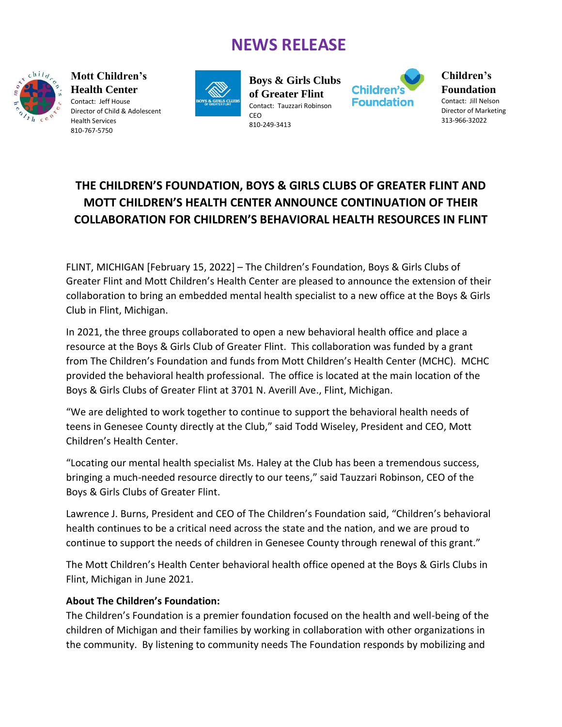# NEWS RELEASE

**Mott Children's Health Center**
Contact: Jeff House
Director of Child & Adolescent Health Services
810-767-5750

**Boys & Girls Clubs of Greater Flint**
Contact: Tauzzari Robinson
CEO
810-249-3413

**Children's Foundation**
Contact: Jill Nelson
Director of Marketing
313-966-32022

## THE CHILDREN'S FOUNDATION, BOYS & GIRLS CLUBS OF GREATER FLINT AND MOTT CHILDREN'S HEALTH CENTER ANNOUNCE CONTINUATION OF THEIR COLLABORATION FOR CHILDREN'S BEHAVIORAL HEALTH RESOURCES IN FLINT

FLINT, MICHIGAN [February 15, 2022] – The Children's Foundation, Boys & Girls Clubs of Greater Flint and Mott Children's Health Center are pleased to announce the extension of their collaboration to bring an embedded mental health specialist to a new office at the Boys & Girls Club in Flint, Michigan.

In 2021, the three groups collaborated to open a new behavioral health office and place a resource at the Boys & Girls Club of Greater Flint. This collaboration was funded by a grant from The Children's Foundation and funds from Mott Children's Health Center (MCHC). MCHC provided the behavioral health professional. The office is located at the main location of the Boys & Girls Clubs of Greater Flint at 3701 N. Averill Ave., Flint, Michigan.

"We are delighted to work together to continue to support the behavioral health needs of teens in Genesee County directly at the Club," said Todd Wiseley, President and CEO, Mott Children's Health Center.

"Locating our mental health specialist Ms. Haley at the Club has been a tremendous success, bringing a much-needed resource directly to our teens," said Tauzzari Robinson, CEO of the Boys & Girls Clubs of Greater Flint.

Lawrence J. Burns, President and CEO of The Children's Foundation said, "Children's behavioral health continues to be a critical need across the state and the nation, and we are proud to continue to support the needs of children in Genesee County through renewal of this grant."

The Mott Children's Health Center behavioral health office opened at the Boys & Girls Clubs in Flint, Michigan in June 2021.

**About The Children's Foundation:**

The Children's Foundation is a premier foundation focused on the health and well-being of the children of Michigan and their families by working in collaboration with other organizations in the community. By listening to community needs The Foundation responds by mobilizing and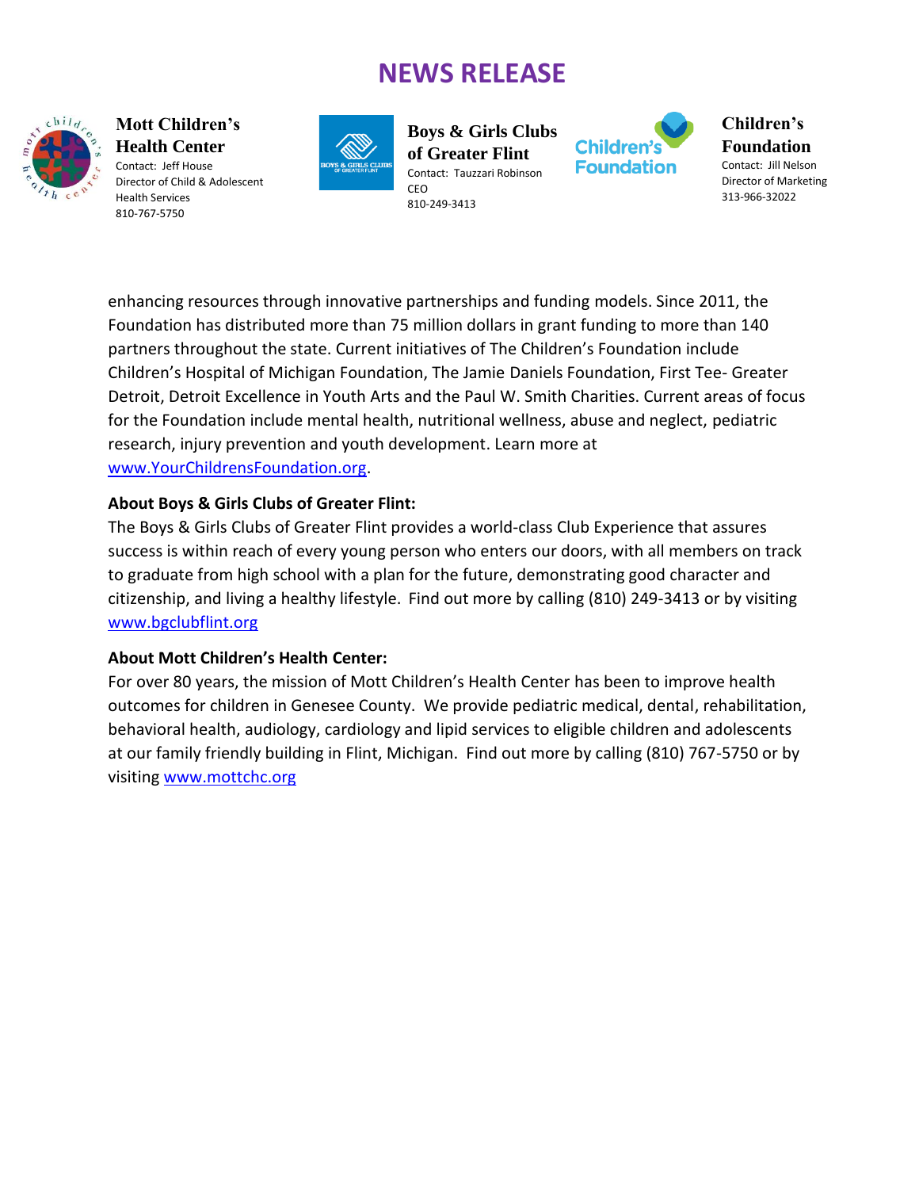# NEWS RELEASE

**Mott Children's Health Center**
Contact: Jeff House
Director of Child & Adolescent Health Services
810-767-5750

**Boys & Girls Clubs of Greater Flint**
Contact: Tauzzari Robinson
CEO
810-249-3413

**Children's Foundation**
Contact: Jill Nelson
Director of Marketing
313-966-32022

enhancing resources through innovative partnerships and funding models. Since 2011, the Foundation has distributed more than 75 million dollars in grant funding to more than 140 partners throughout the state. Current initiatives of The Children's Foundation include Children's Hospital of Michigan Foundation, The Jamie Daniels Foundation, First Tee- Greater Detroit, Detroit Excellence in Youth Arts and the Paul W. Smith Charities. Current areas of focus for the Foundation include mental health, nutritional wellness, abuse and neglect, pediatric research, injury prevention and youth development. Learn more at www.YourChildrensFoundation.org.

**About Boys & Girls Clubs of Greater Flint:**

The Boys & Girls Clubs of Greater Flint provides a world-class Club Experience that assures success is within reach of every young person who enters our doors, with all members on track to graduate from high school with a plan for the future, demonstrating good character and citizenship, and living a healthy lifestyle. Find out more by calling (810) 249-3413 or by visiting www.bgclubflint.org

**About Mott Children's Health Center:**

For over 80 years, the mission of Mott Children's Health Center has been to improve health outcomes for children in Genesee County. We provide pediatric medical, dental, rehabilitation, behavioral health, audiology, cardiology and lipid services to eligible children and adolescents at our family friendly building in Flint, Michigan. Find out more by calling (810) 767-5750 or by visiting www.mottchc.org